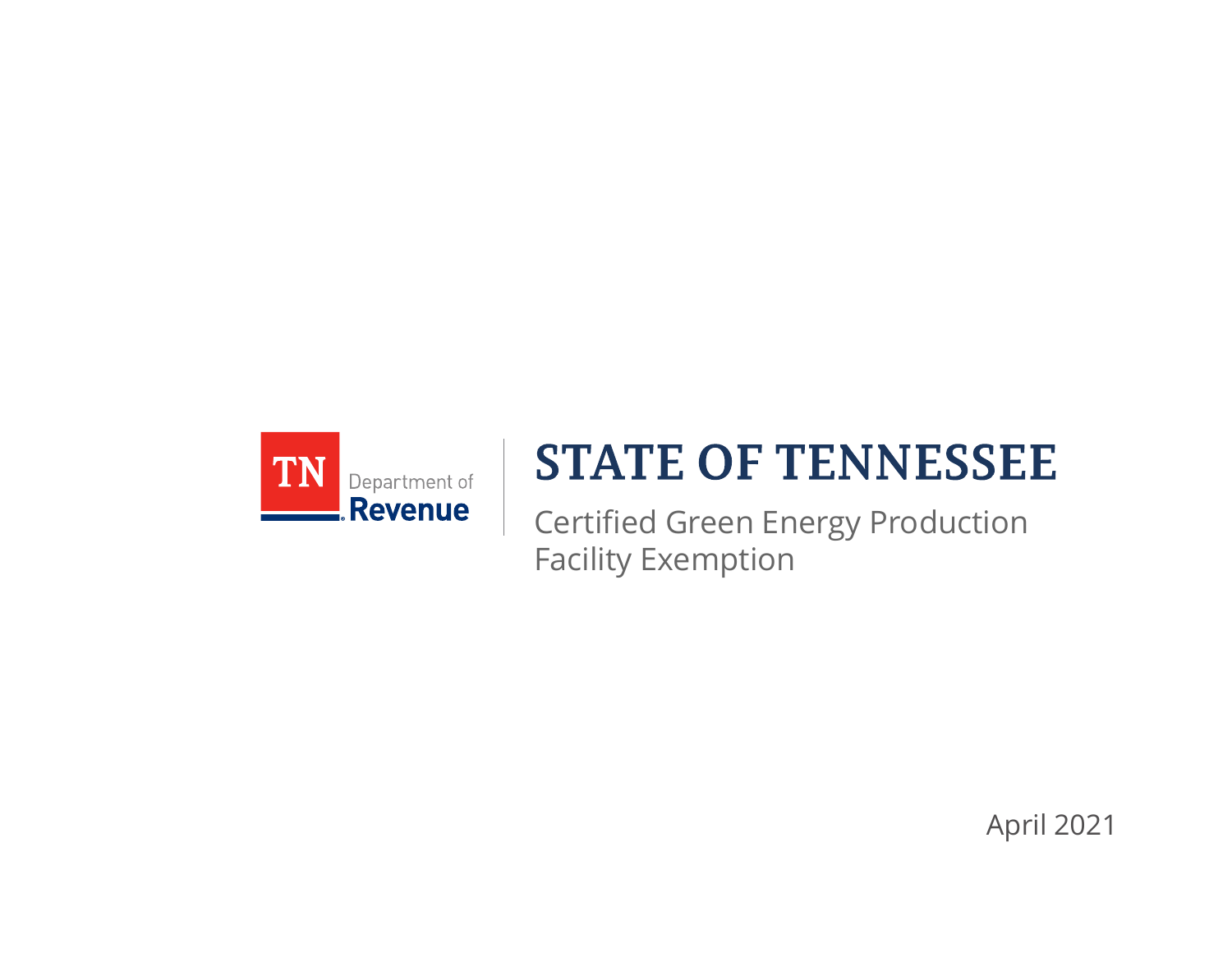TN Department of Revenue

# STATE OF TENNESSEE

Certified Green Energy Production Facility Exemption

April 2021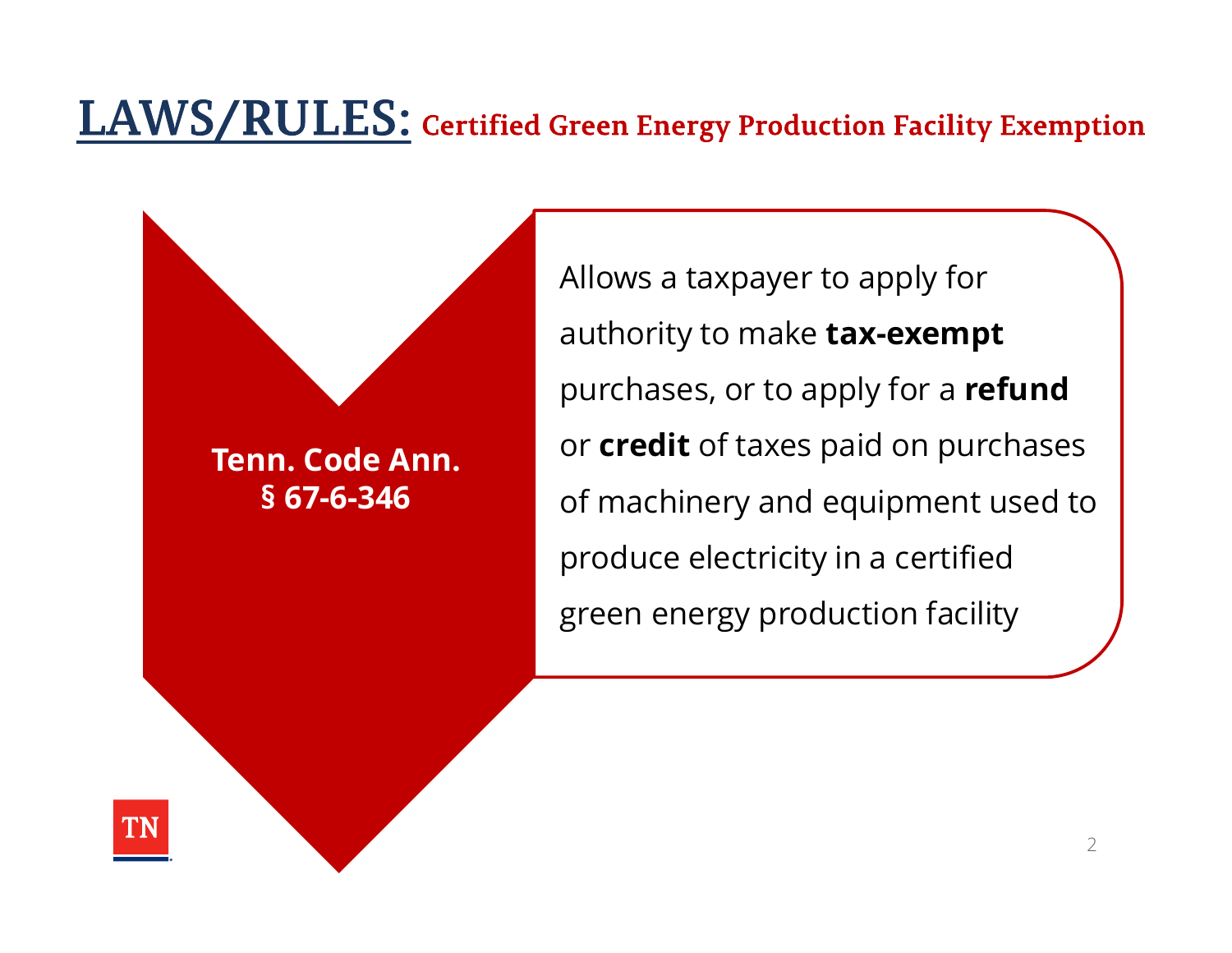# LAWS/RULES: Certified Green Energy Production Facility Exemption

**Tenn. Code Ann. § 67-6-346**

Allows a taxpayer to apply for authority to make **tax-exempt** purchases, or to apply for a **refund** or **credit** of taxes paid on purchases of machinery and equipment used to produce electricity in a certified green energy production facility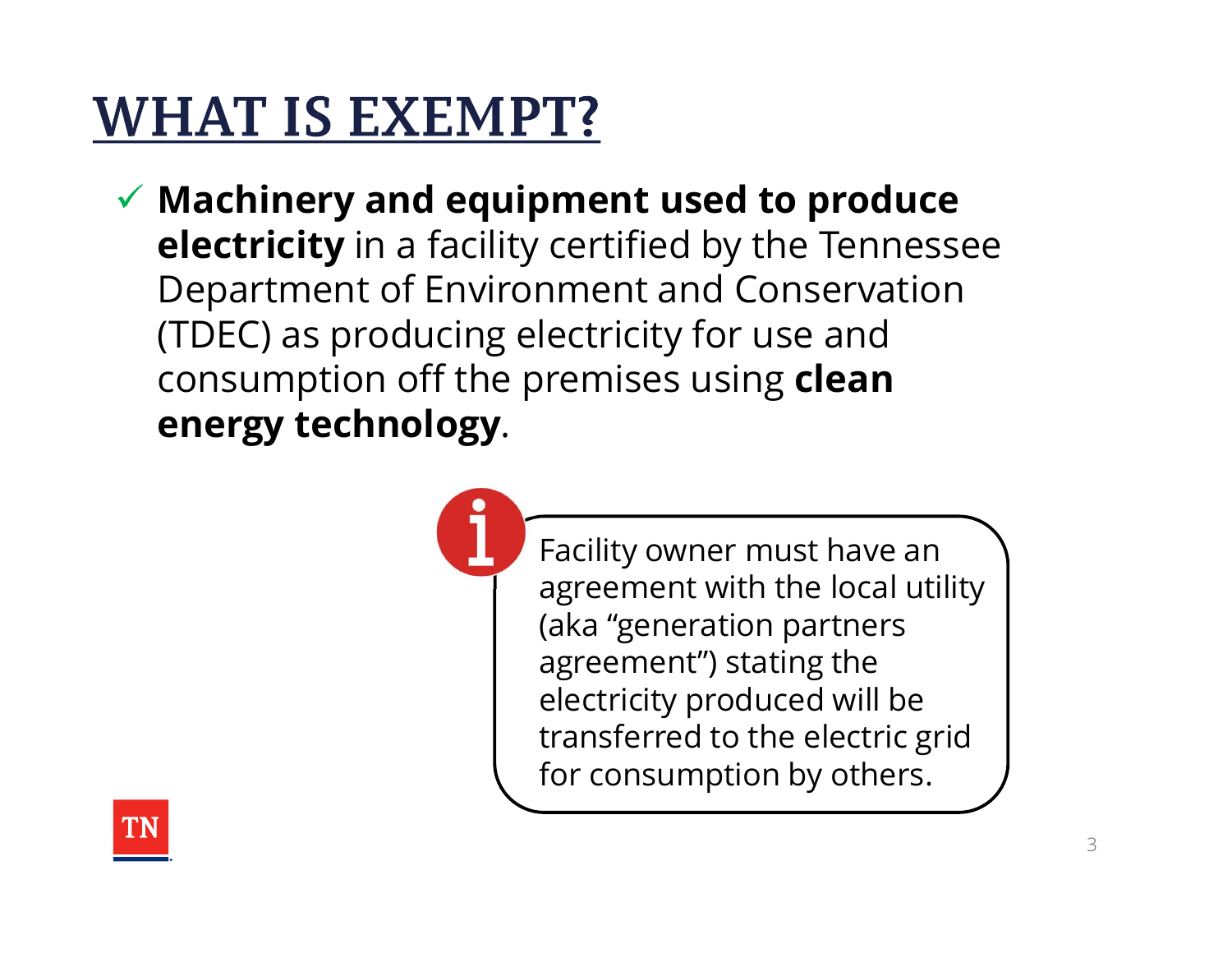# WHAT IS EXEMPT?

- ✓ **Machinery and equipment used to produce electricity** in a facility certified by the Tennessee Department of Environment and Conservation (TDEC) as producing electricity for use and consumption off the premises using **clean energy technology**.

> Facility owner must have an agreement with the local utility (aka "generation partners agreement") stating the electricity produced will be transferred to the electric grid for consumption by others.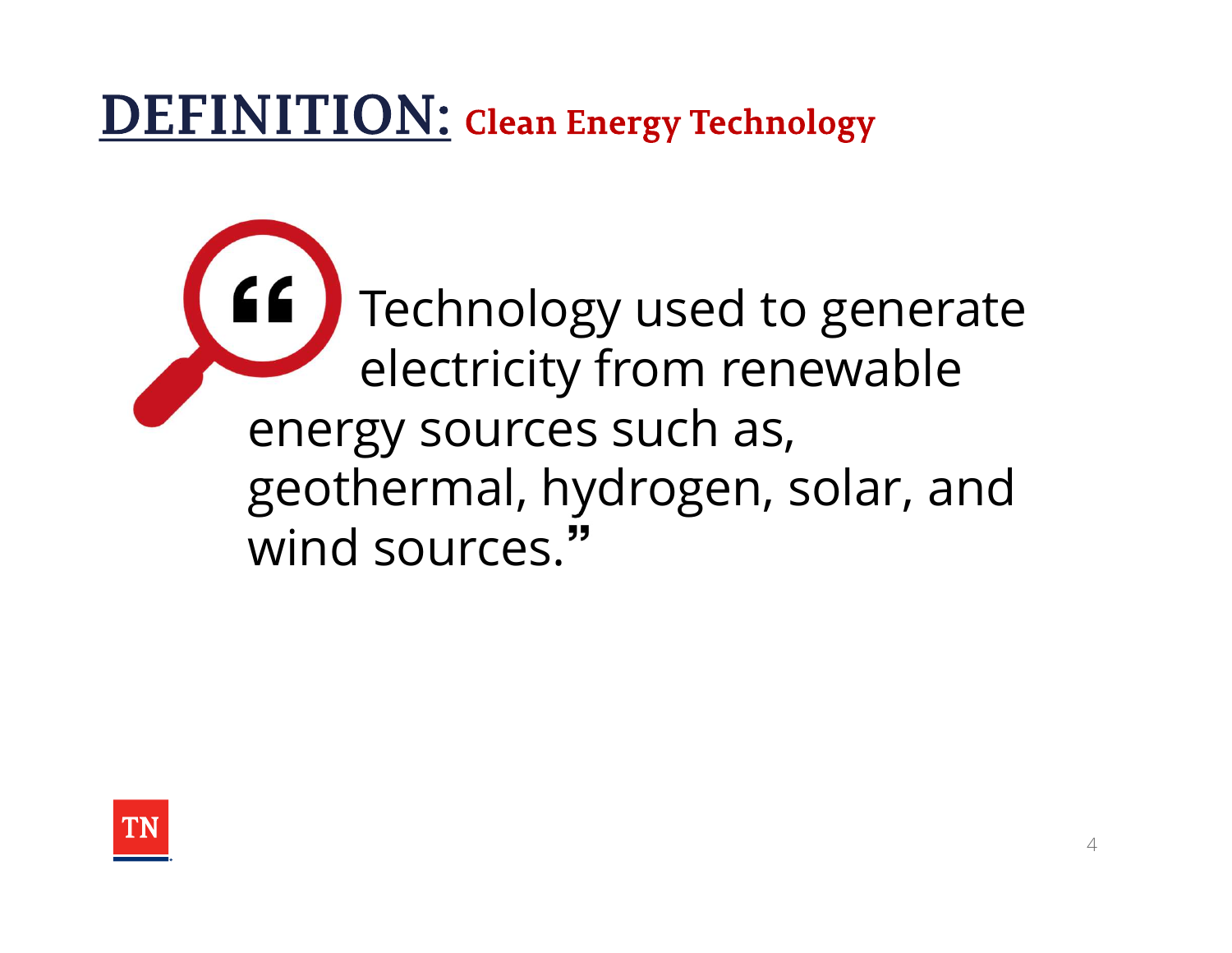# DEFINITION: Clean Energy Technology

"Technology used to generate electricity from renewable energy sources such as, geothermal, hydrogen, solar, and wind sources."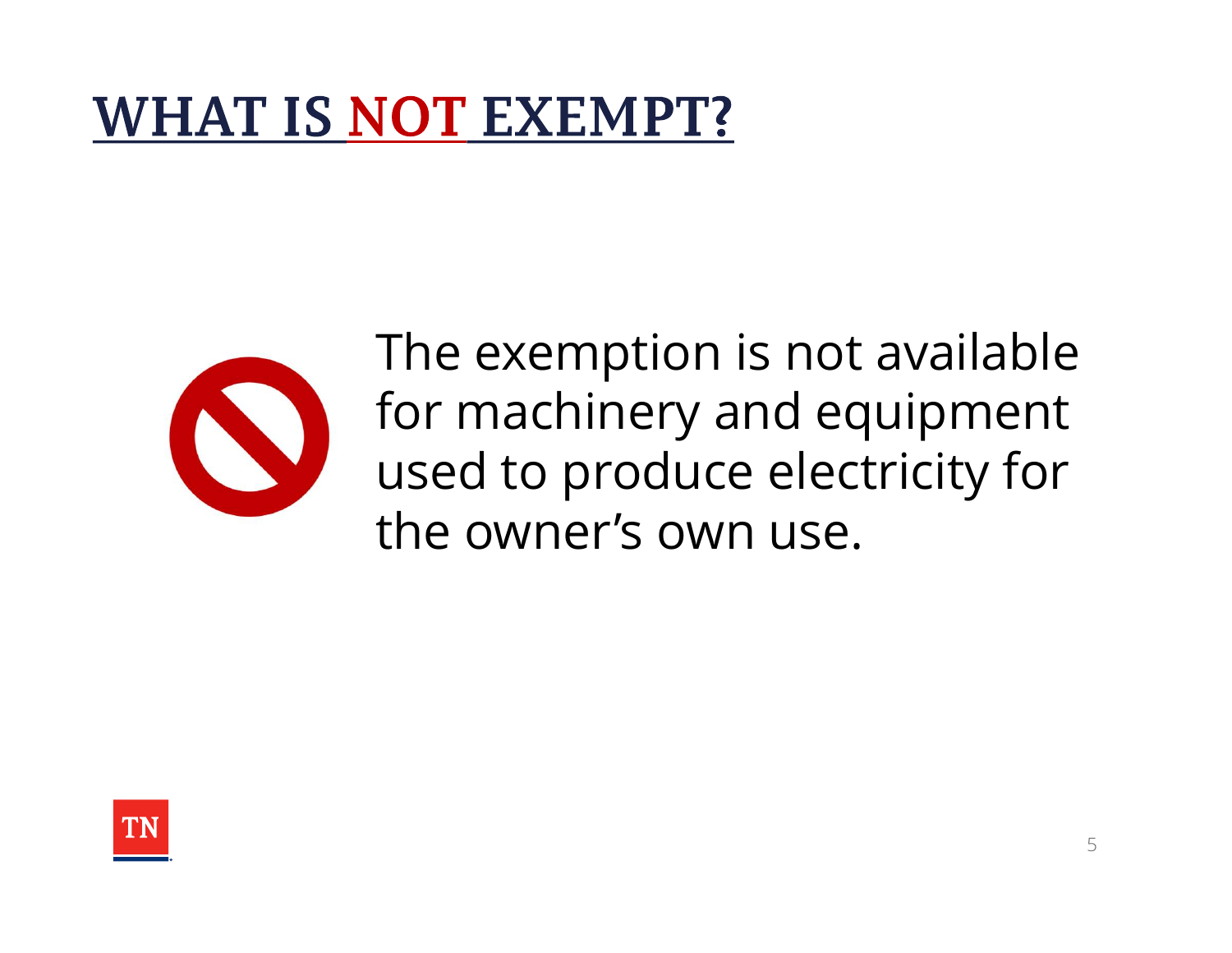# WHAT IS NOT EXEMPT?

The exemption is not available for machinery and equipment used to produce electricity for the owner's own use.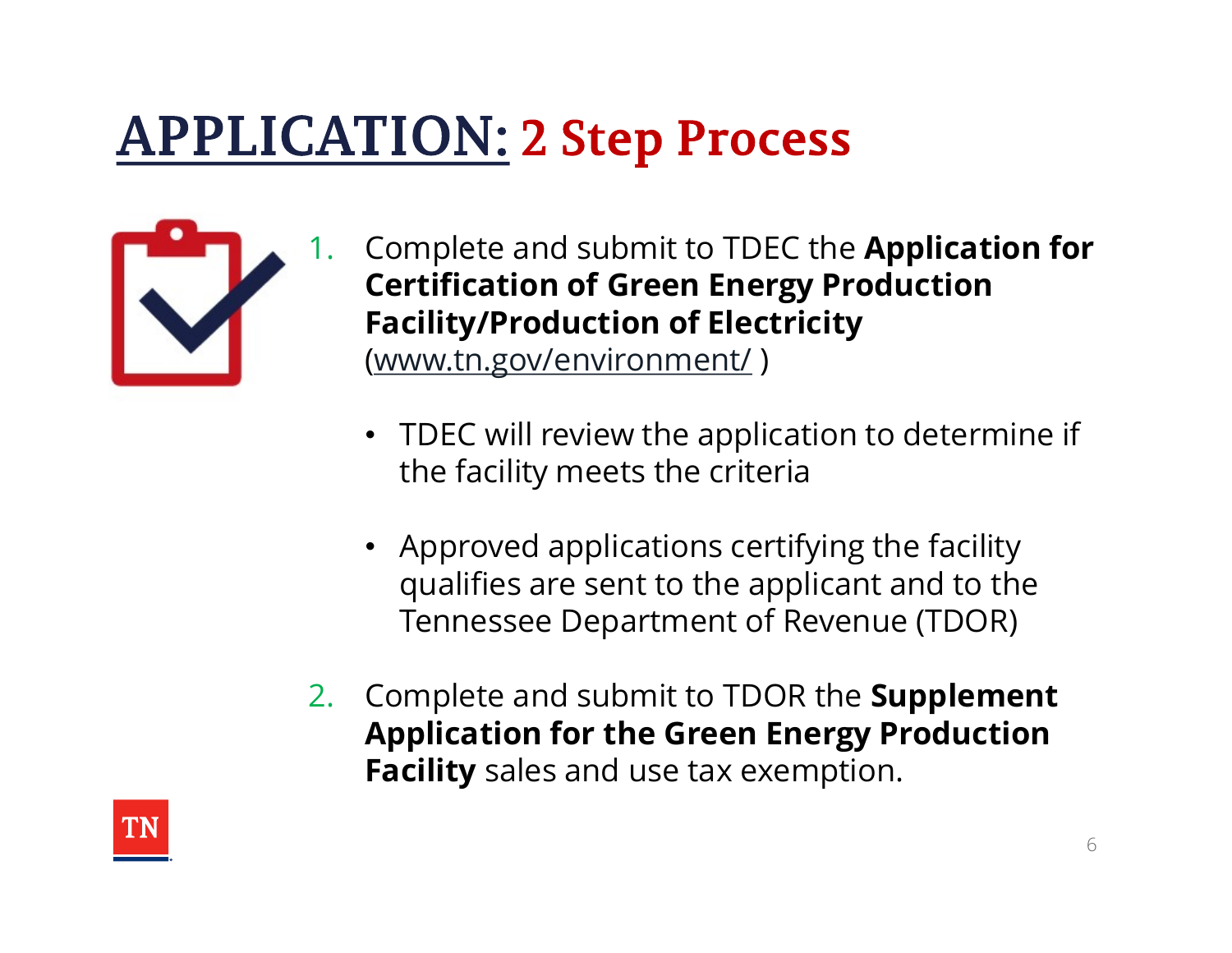# APPLICATION: 2 Step Process

1. Complete and submit to TDEC the **Application for Certification of Green Energy Production Facility/Production of Electricity** (www.tn.gov/environment/ )

   - TDEC will review the application to determine if the facility meets the criteria

   - Approved applications certifying the facility qualifies are sent to the applicant and to the Tennessee Department of Revenue (TDOR)

2. Complete and submit to TDOR the **Supplement Application for the Green Energy Production Facility** sales and use tax exemption.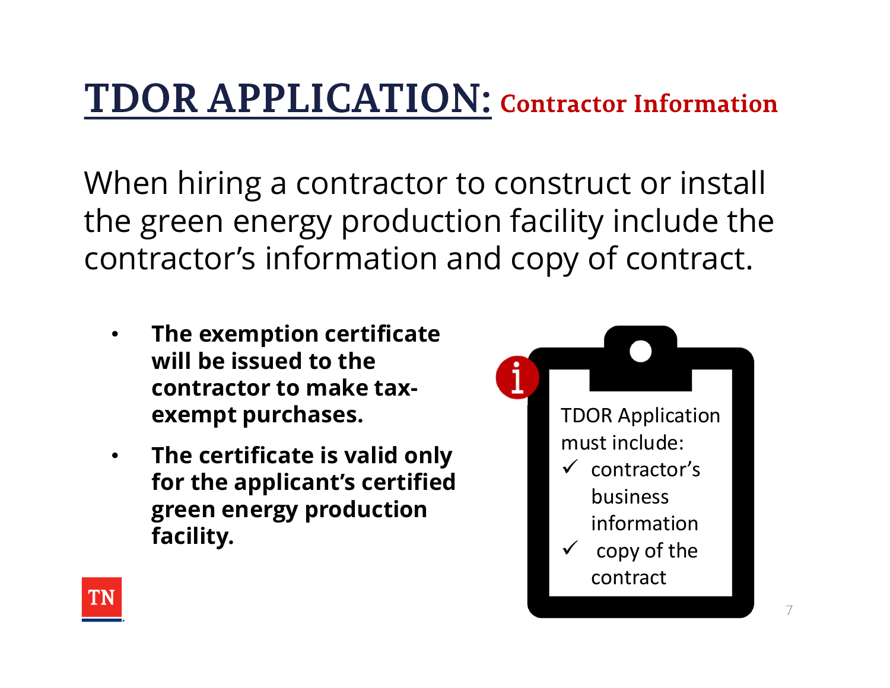# TDOR APPLICATION: Contractor Information

When hiring a contractor to construct or install the green energy production facility include the contractor's information and copy of contract.

- **The exemption certificate will be issued to the contractor to make tax-exempt purchases.**
- **The certificate is valid only for the applicant's certified green energy production facility.**

TDOR Application must include:

- ✓ contractor's business information
- ✓ copy of the contract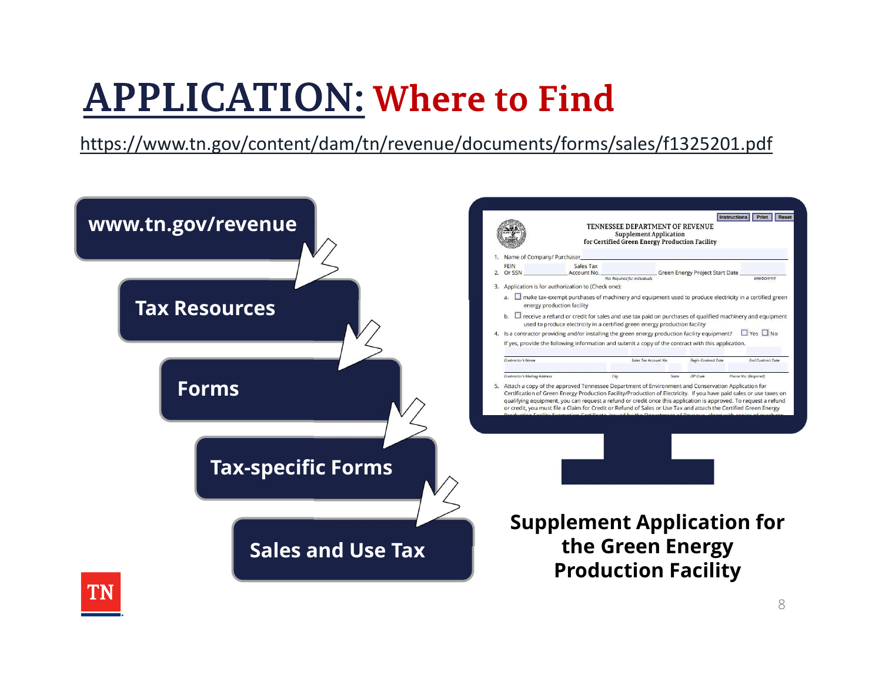# APPLICATION: Where to Find

https://www.tn.gov/content/dam/tn/revenue/documents/forms/sales/f1325201.pdf

- www.tn.gov/revenue
- Tax Resources
- Forms
- Tax-specific Forms
- Sales and Use Tax

**Supplement Application for the Green Energy Production Facility**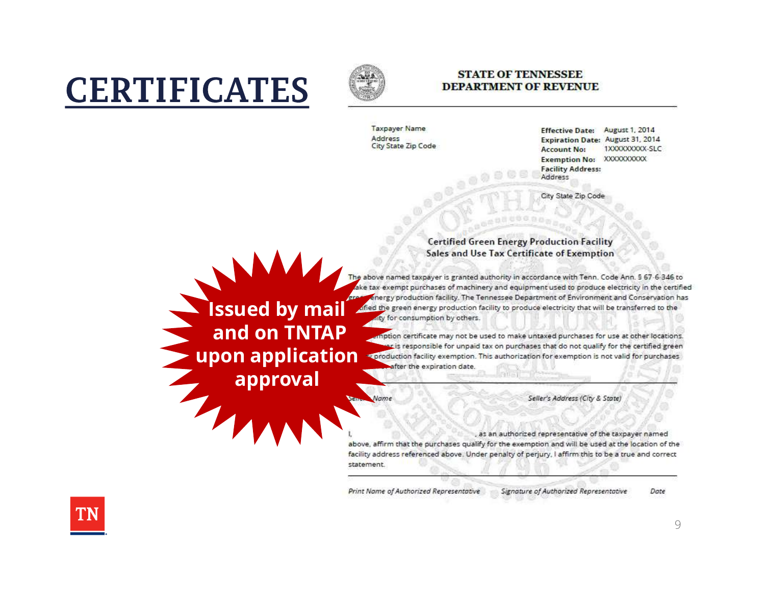# CERTIFICATES

**Issued by mail and on TNTAP upon application approval**

**STATE OF TENNESSEE**
**DEPARTMENT OF REVENUE**

Taxpayer Name
Address
City State Zip Code

**Effective Date:** August 1, 2014
**Expiration Date:** August 31, 2014
**Account No:** 1XXXXXXXXX-SLC
**Exemption No:** XXXXXXXXXX
**Facility Address:**
Address

City State Zip Code

Certified Green Energy Production Facility
Sales and Use Tax Certificate of Exemption

The above named taxpayer is granted authority in accordance with Tenn. Code Ann. § 67-6-346 to make tax exempt purchases of machinery and equipment used to produce electricity in the certified green energy production facility. The Tennessee Department of Environment and Conservation has certified the green energy production facility to produce electricity that will be transferred to the ...ity for consumption by others.

...mption certificate may not be used to make untaxed purchases for use at other locations. ...er is responsible for unpaid tax on purchases that do not qualify for the certified green ... production facility exemption. This authorization for exemption is not valid for purchases ... after the expiration date.

*Seller's Name* *Seller's Address (City & State)*

I, \_\_\_\_\_\_\_\_\_\_\_\_\_\_\_\_, as an authorized representative of the taxpayer named above, affirm that the purchases qualify for the exemption and will be used at the location of the facility address referenced above. Under penalty of perjury, I affirm this to be a true and correct statement.

*Print Name of Authorized Representative* *Signature of Authorized Representative* *Date*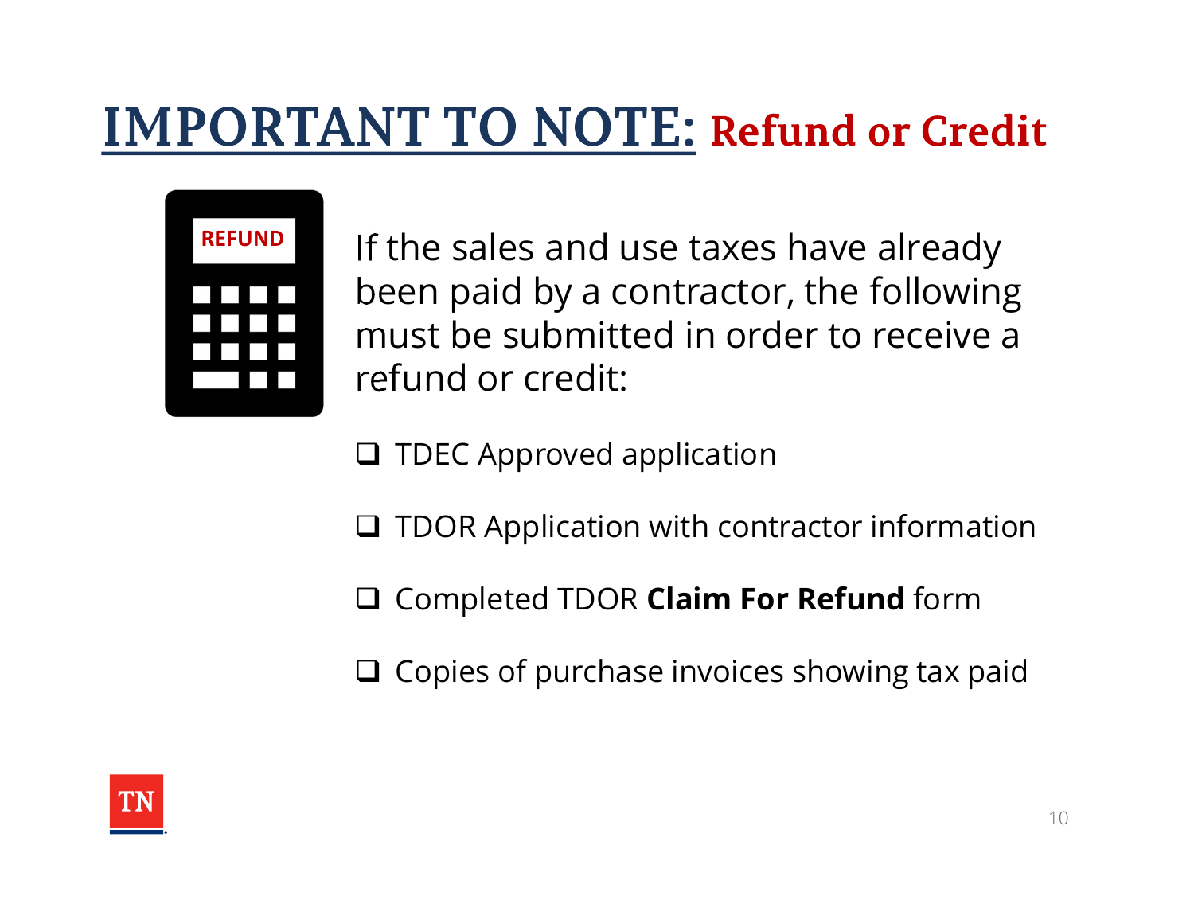# IMPORTANT TO NOTE: Refund or Credit

If the sales and use taxes have already been paid by a contractor, the following must be submitted in order to receive a refund or credit:

- ❑ TDEC Approved application
- ❑ TDOR Application with contractor information
- ❑ Completed TDOR **Claim For Refund** form
- ❑ Copies of purchase invoices showing tax paid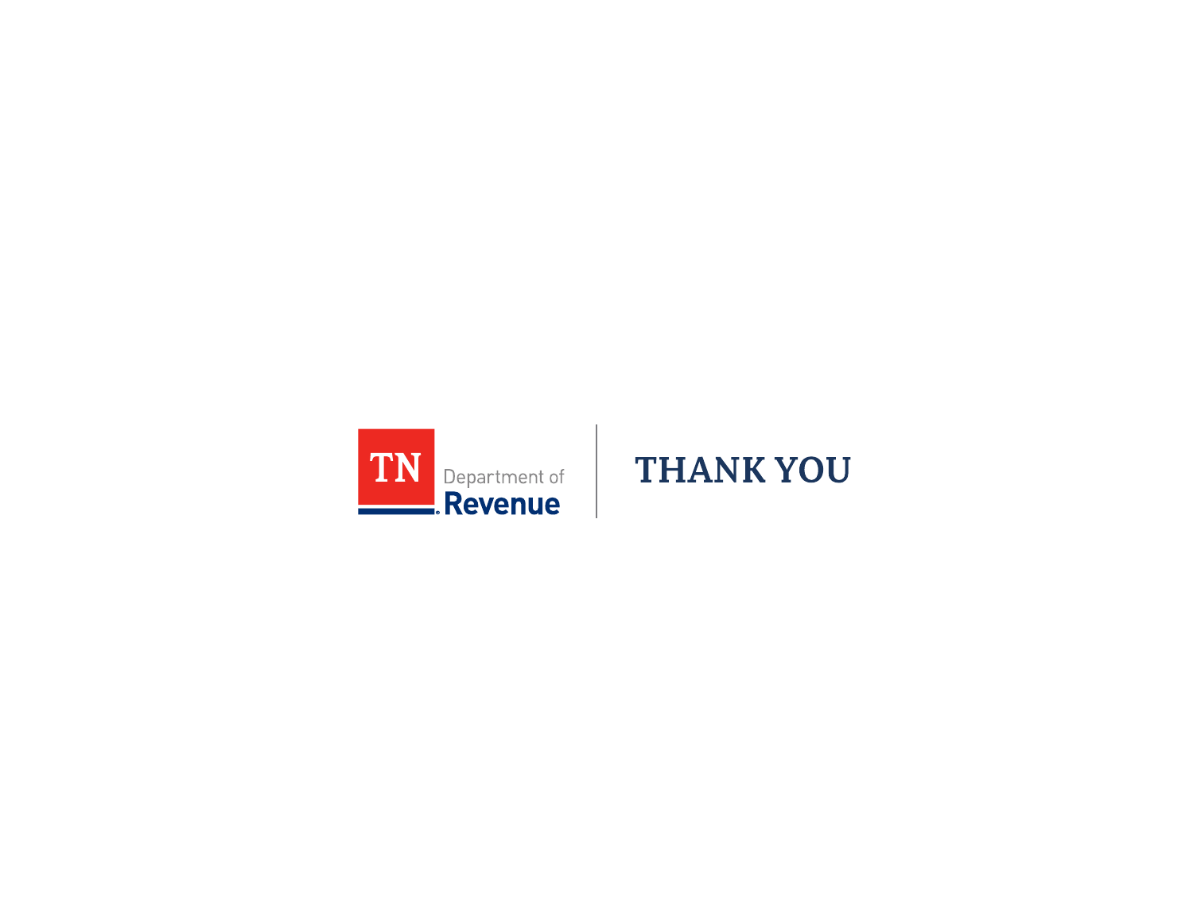TN Department of Revenue

# THANK YOU